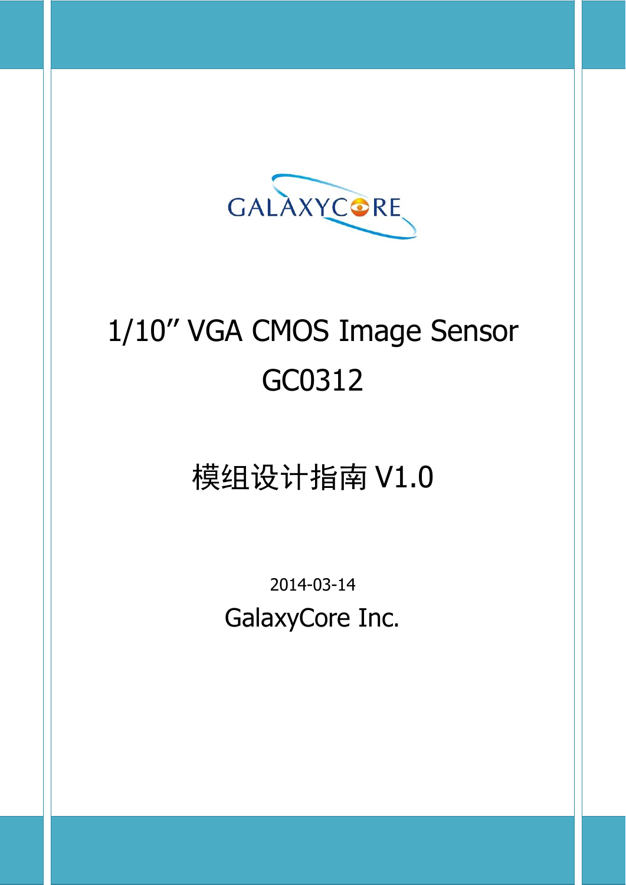GALAXYCORE

# 1/10" VGA CMOS Image Sensor

# GC0312

## 模组设计指南 V1.0

2014-03-14

GalaxyCore Inc.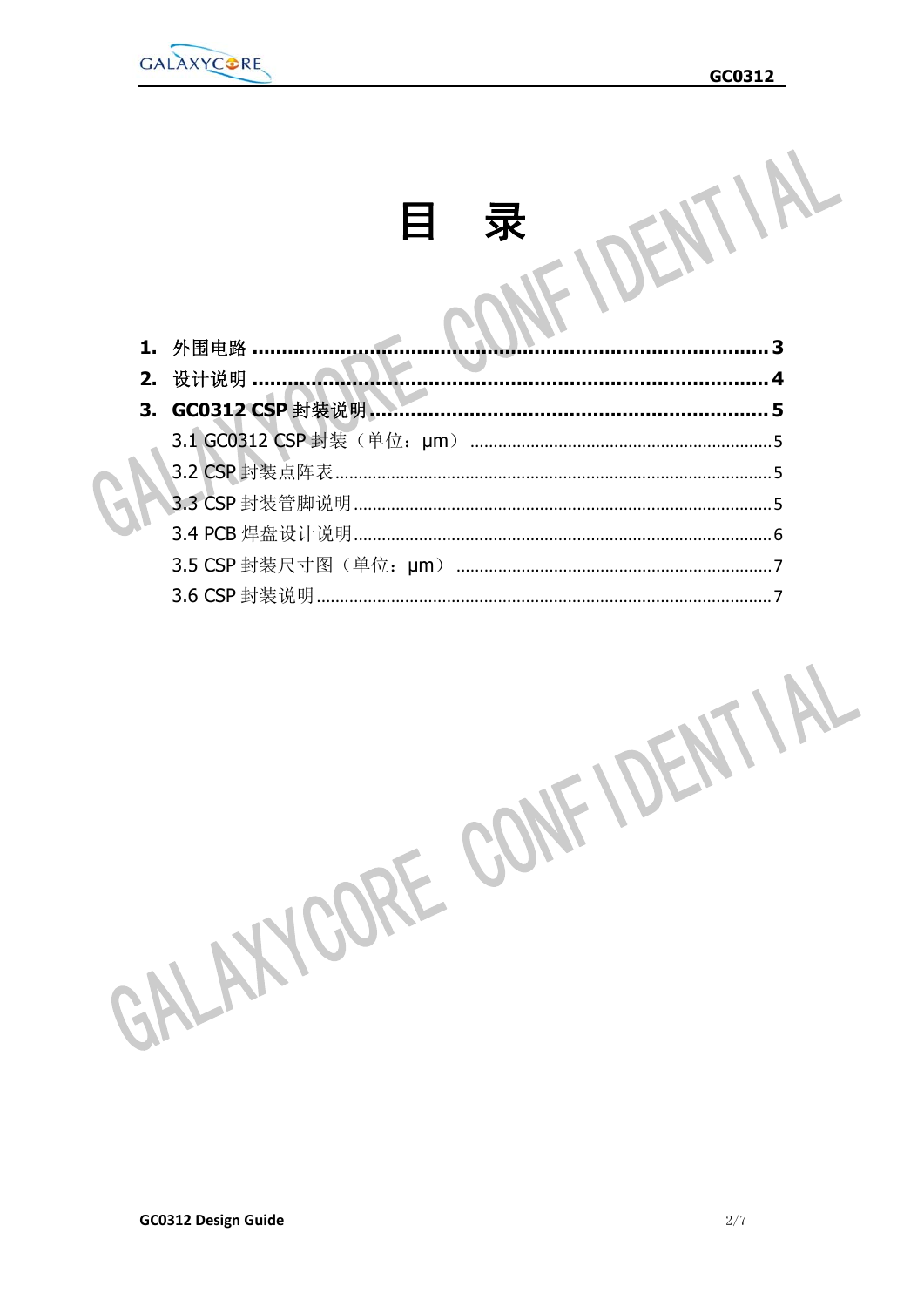# 目 录

1. **外围电路** ........................................................................ **3**
2. **设计说明** ........................................................................ **4**
3. **GC0312 CSP 封装说明** .......................................................... **5**
   - 3.1 GC0312 CSP 封装（单位：μm） ................................................ 5
   - 3.2 CSP 封装点阵表 .............................................................. 5
   - 3.3 CSP 封装管脚说明 ............................................................ 5
   - 3.4 PCB 焊盘设计说明 ............................................................ 6
   - 3.5 CSP 封装尺寸图（单位：μm） .................................................. 7
   - 3.6 CSP 封装说明 ................................................................ 7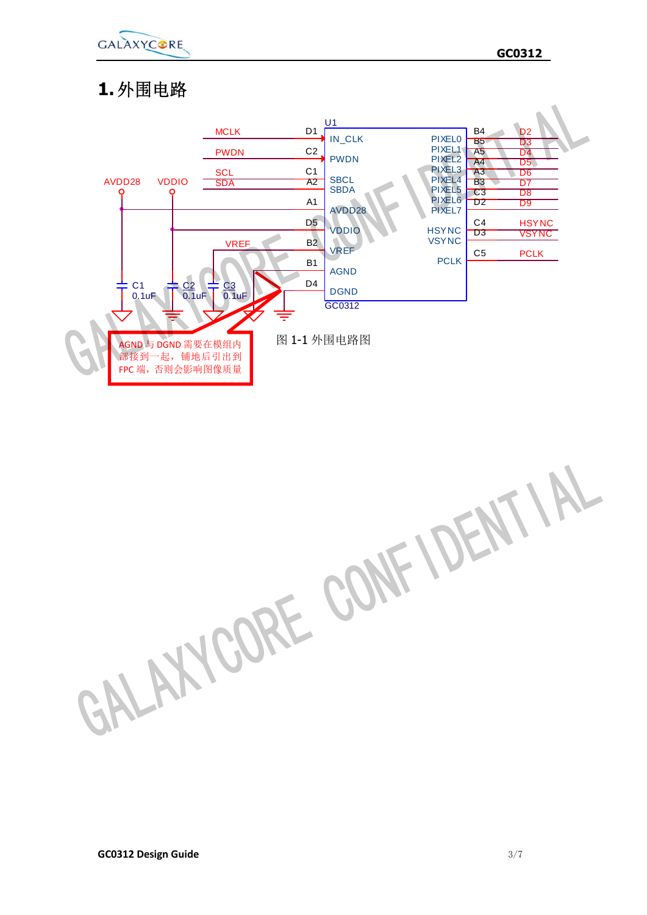# 1. 外围电路

AGND 与 DGND 需要在模组内部接到一起，铺地后引出到 FPC 端，否则会影响图像质量

图 1-1 外围电路图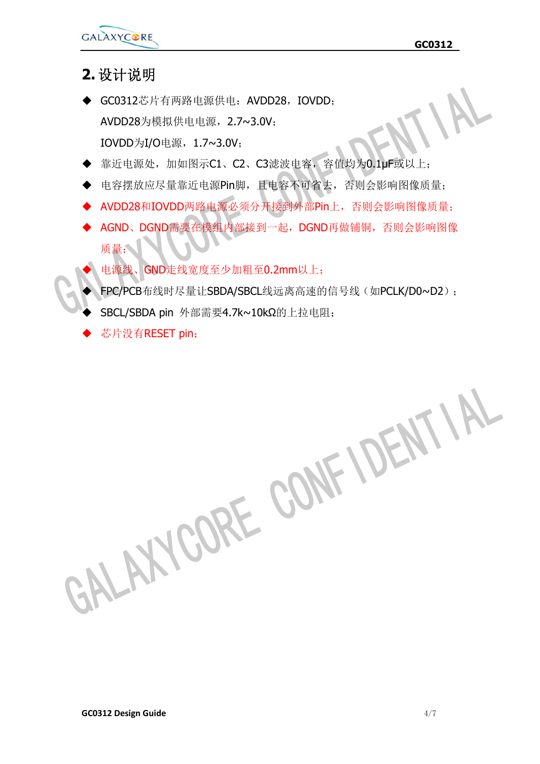## 2. 设计说明

- GC0312芯片有两路电源供电：AVDD28，IOVDD；
  AVDD28为模拟供电电源，2.7~3.0V；
  IOVDD为I/O电源，1.7~3.0V；
- 靠近电源处，加如图示C1、C2、C3滤波电容，容值均为0.1μF或以上；
- 电容摆放应尽量靠近电源Pin脚，且电容不可省去，否则会影响图像质量；
- AVDD28和IOVDD两路电源必须分开接到外部Pin上，否则会影响图像质量；
- AGND、DGND需要在模组内部接到一起，DGND再做铺铜，否则会影响图像质量；
- 电源线、GND走线宽度至少加粗至0.2mm以上；
- FPC/PCB布线时尽量让SBDA/SBCL线远离高速的信号线（如PCLK/D0~D2）；
- SBCL/SBDA pin 外部需要4.7k~10kΩ的上拉电阻；
- 芯片没有RESET pin；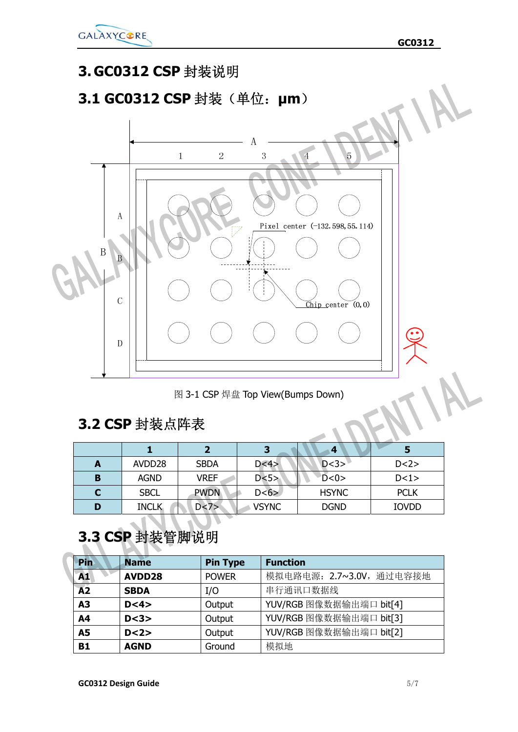# 3. GC0312 CSP 封装说明

## 3.1 GC0312 CSP 封装（单位：μm）

图 3-1 CSP 焊盘 Top View(Bumps Down)

## 3.2 CSP 封装点阵表

| | 1 | 2 | 3 | 4 | 5 |
|---|---|---|---|---|---|
| **A** | AVDD28 | SBDA | D<4> | D<3> | D<2> |
| **B** | AGND | VREF | D<5> | D<0> | D<1> |
| **C** | SBCL | PWDN | D<6> | HSYNC | PCLK |
| **D** | INCLK | D<7> | VSYNC | DGND | IOVDD |

## 3.3 CSP 封装管脚说明

| Pin | Name | Pin Type | Function |
|---|---|---|---|
| **A1** | **AVDD28** | POWER | 模拟电路电源：2.7~3.0V，通过电容接地 |
| **A2** | **SBDA** | I/O | 串行通讯口数据线 |
| **A3** | **D<4>** | Output | YUV/RGB 图像数据输出端口 bit[4] |
| **A4** | **D<3>** | Output | YUV/RGB 图像数据输出端口 bit[3] |
| **A5** | **D<2>** | Output | YUV/RGB 图像数据输出端口 bit[2] |
| **B1** | **AGND** | Ground | 模拟地 |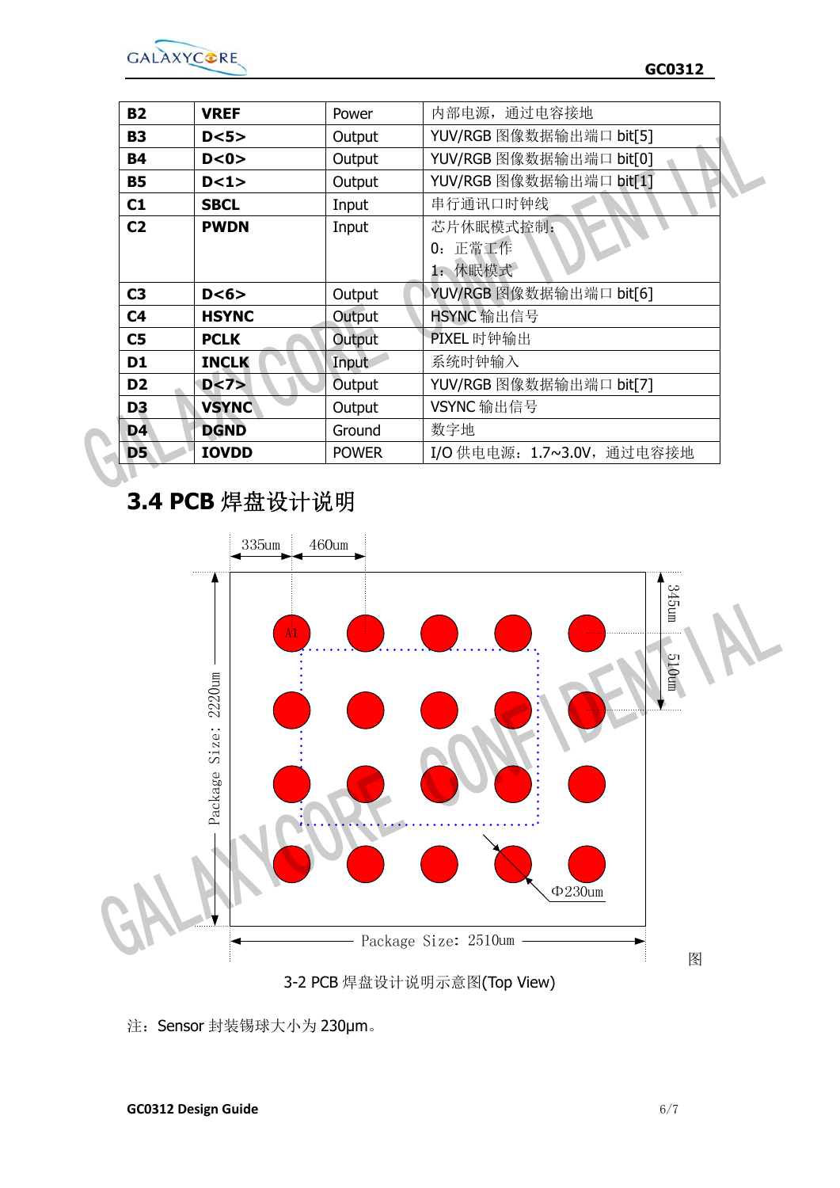| **B2** | **VREF** | Power | 内部电源，通过电容接地 |
|---|---|---|---|
| **B3** | **D<5>** | Output | YUV/RGB 图像数据输出端口 bit[5] |
| **B4** | **D<0>** | Output | YUV/RGB 图像数据输出端口 bit[0] |
| **B5** | **D<1>** | Output | YUV/RGB 图像数据输出端口 bit[1] |
| **C1** | **SBCL** | Input | 串行通讯口时钟线 |
| **C2** | **PWDN** | Input | 芯片休眠模式控制：<br>0：正常工作<br>1：休眠模式 |
| **C3** | **D<6>** | Output | YUV/RGB 图像数据输出端口 bit[6] |
| **C4** | **HSYNC** | Output | HSYNC 输出信号 |
| **C5** | **PCLK** | Output | PIXEL 时钟输出 |
| **D1** | **INCLK** | Input | 系统时钟输入 |
| **D2** | **D<7>** | Output | YUV/RGB 图像数据输出端口 bit[7] |
| **D3** | **VSYNC** | Output | VSYNC 输出信号 |
| **D4** | **DGND** | Ground | 数字地 |
| **D5** | **IOVDD** | POWER | I/O 供电电源：1.7~3.0V，通过电容接地 |

## 3.4 PCB 焊盘设计说明

335um 460um 345um 510um A1 Package Size：2220um Φ230um Package Size：2510um

图 3-2 PCB 焊盘设计说明示意图(Top View)

注：Sensor 封装锡球大小为 230μm。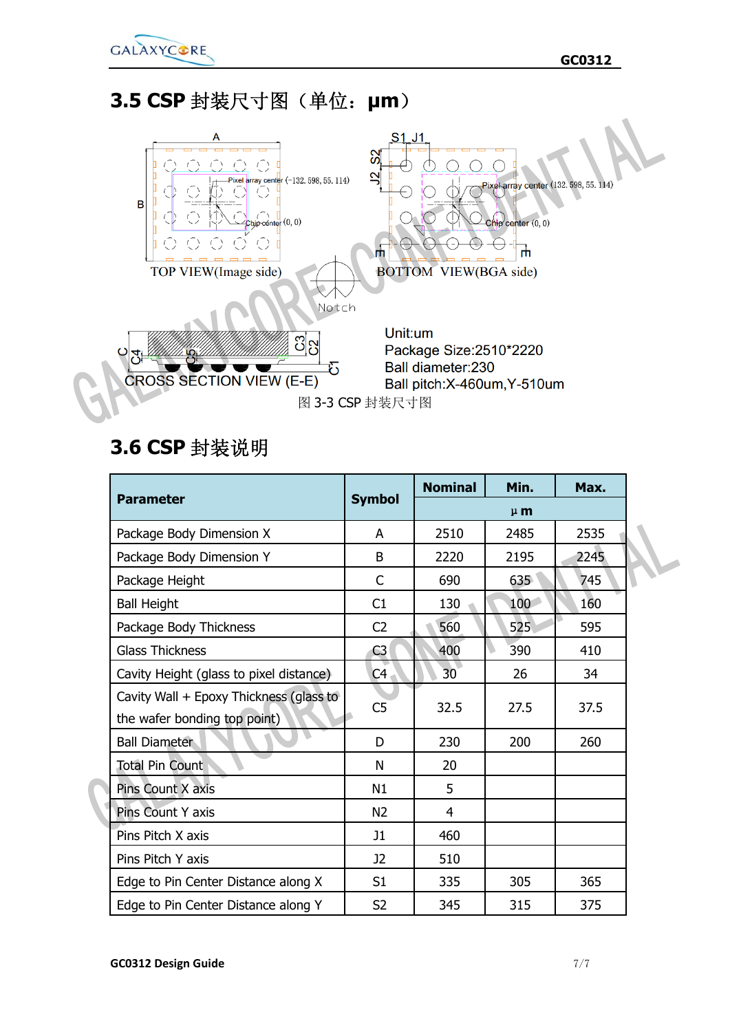## 3.5 CSP 封装尺寸图（单位：μm）

A

B

Pixel array center (-132. 598, 55. 114)

Chip center (0, 0)

TOP VIEW(Image side)

S1 J1

J2 S2

Pixel array center (132. 598, 55. 114)

Chip center (0, 0)

E E

BOTTOM VIEW(BGA side)

Notch

C C4 C5 C3 C2 C1

CROSS SECTION VIEW (E-E)

Unit:um
Package Size:2510*2220
Ball diameter:230
Ball pitch:X-460um,Y-510um

图 3-3 CSP 封装尺寸图

## 3.6 CSP 封装说明

| Parameter | Symbol | Nominal | Min. | Max. |
|---|---|---|---|---|
| | | μm | | |
| Package Body Dimension X | A | 2510 | 2485 | 2535 |
| Package Body Dimension Y | B | 2220 | 2195 | 2245 |
| Package Height | C | 690 | 635 | 745 |
| Ball Height | C1 | 130 | 100 | 160 |
| Package Body Thickness | C2 | 560 | 525 | 595 |
| Glass Thickness | C3 | 400 | 390 | 410 |
| Cavity Height (glass to pixel distance) | C4 | 30 | 26 | 34 |
| Cavity Wall + Epoxy Thickness (glass to the wafer bonding top point) | C5 | 32.5 | 27.5 | 37.5 |
| Ball Diameter | D | 230 | 200 | 260 |
| Total Pin Count | N | 20 | | |
| Pins Count X axis | N1 | 5 | | |
| Pins Count Y axis | N2 | 4 | | |
| Pins Pitch X axis | J1 | 460 | | |
| Pins Pitch Y axis | J2 | 510 | | |
| Edge to Pin Center Distance along X | S1 | 335 | 305 | 365 |
| Edge to Pin Center Distance along Y | S2 | 345 | 315 | 375 |